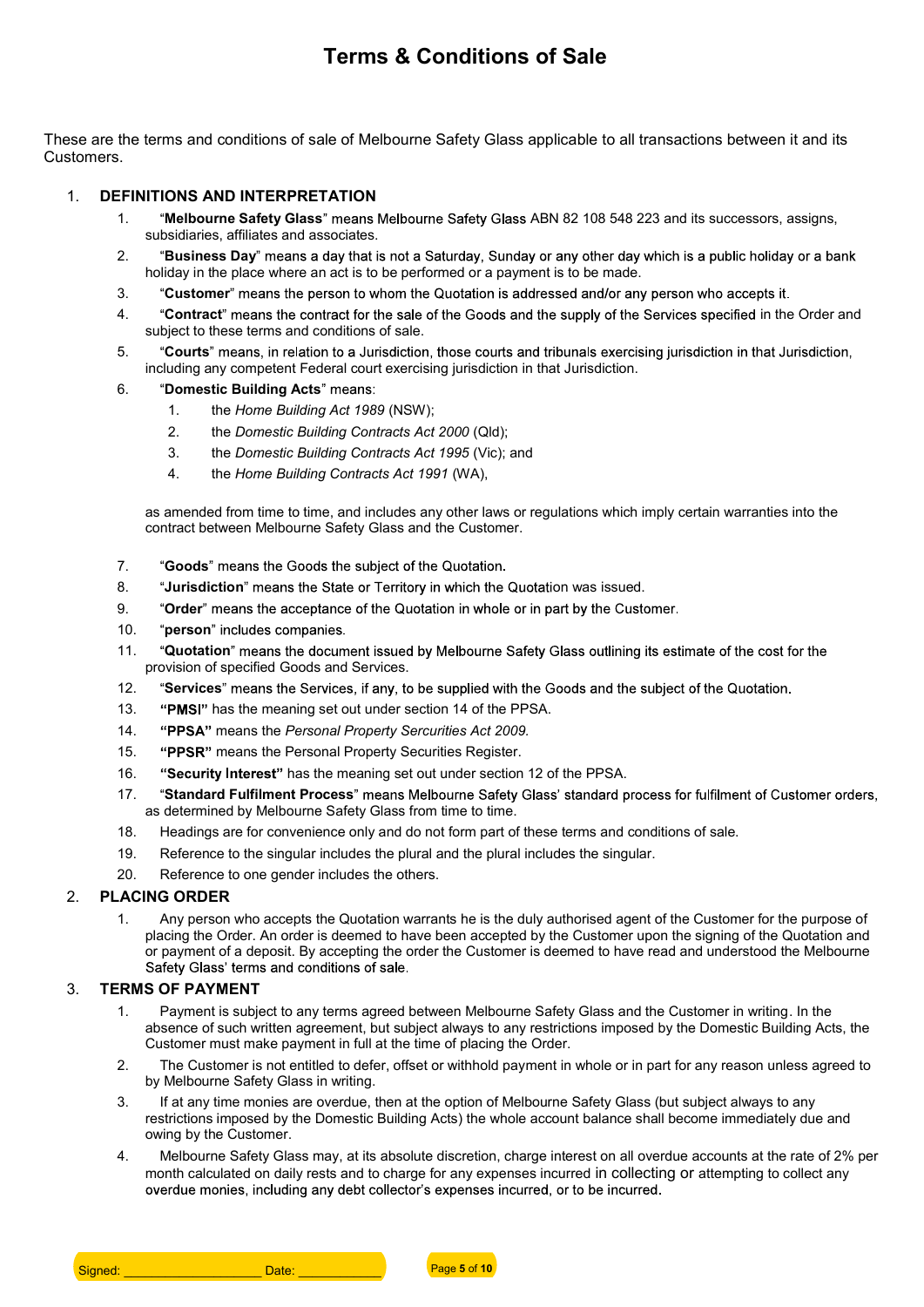# Terms & Conditions of Sale

These are the terms and conditions of sale of Melbourne Safety Glass applicable to all transactions between it and its Customers.

## 1. DEFINITIONS AND INTERPRETATION

1. "**Melbourne Safety Glass**" means Melbourne Safety Glass ABN 82 108 548 223 and its successors, assigns, subsidiaries, affiliates and associates.
2. "**Business Day**" means a day that is not a Saturday, Sunday or any other day which is a public holiday or a bank holiday in the place where an act is to be performed or a payment is to be made.
3. "**Customer**" means the person to whom the Quotation is addressed and/or any person who accepts it.
4. "**Contract**" means the contract for the sale of the Goods and the supply of the Services specified in the Order and subject to these terms and conditions of sale.
5. "**Courts**" means, in relation to a Jurisdiction, those courts and tribunals exercising jurisdiction in that Jurisdiction, including any competent Federal court exercising jurisdiction in that Jurisdiction.
6. "**Domestic Building Acts**" means:
   1. the *Home Building Act 1989* (NSW);
   2. the *Domestic Building Contracts Act 2000* (Qld);
   3. the *Domestic Building Contracts Act 1995* (Vic); and
   4. the *Home Building Contracts Act 1991* (WA),

   as amended from time to time, and includes any other laws or regulations which imply certain warranties into the contract between Melbourne Safety Glass and the Customer.
7. "**Goods**" means the Goods the subject of the Quotation.
8. "**Jurisdiction**" means the State or Territory in which the Quotation was issued.
9. "**Order**" means the acceptance of the Quotation in whole or in part by the Customer.
10. "**person**" includes companies.
11. "**Quotation**" means the document issued by Melbourne Safety Glass outlining its estimate of the cost for the provision of specified Goods and Services.
12. "**Services**" means the Services, if any, to be supplied with the Goods and the subject of the Quotation.
13. **"PMSI"** has the meaning set out under section 14 of the PPSA.
14. **"PPSA"** means the *Personal Property Securities Act 2009.*
15. **"PPSR"** means the Personal Property Securities Register.
16. **"Security Interest"** has the meaning set out under section 12 of the PPSA.
17. "**Standard Fulfilment Process**" means Melbourne Safety Glass' standard process for fulfilment of Customer orders, as determined by Melbourne Safety Glass from time to time.
18. Headings are for convenience only and do not form part of these terms and conditions of sale.
19. Reference to the singular includes the plural and the plural includes the singular.
20. Reference to one gender includes the others.

## 2. PLACING ORDER

1. Any person who accepts the Quotation warrants he is the duly authorised agent of the Customer for the purpose of placing the Order. An order is deemed to have been accepted by the Customer upon the signing of the Quotation and or payment of a deposit. By accepting the order the Customer is deemed to have read and understood the Melbourne Safety Glass' terms and conditions of sale.

## 3. TERMS OF PAYMENT

1. Payment is subject to any terms agreed between Melbourne Safety Glass and the Customer in writing. In the absence of such written agreement, but subject always to any restrictions imposed by the Domestic Building Acts, the Customer must make payment in full at the time of placing the Order.
2. The Customer is not entitled to defer, offset or withhold payment in whole or in part for any reason unless agreed to by Melbourne Safety Glass in writing.
3. If at any time monies are overdue, then at the option of Melbourne Safety Glass (but subject always to any restrictions imposed by the Domestic Building Acts) the whole account balance shall become immediately due and owing by the Customer.
4. Melbourne Safety Glass may, at its absolute discretion, charge interest on all overdue accounts at the rate of 2% per month calculated on daily rests and to charge for any expenses incurred in collecting or attempting to collect any overdue monies, including any debt collector's expenses incurred, or to be incurred.

Signed: ____________________ Date: ____________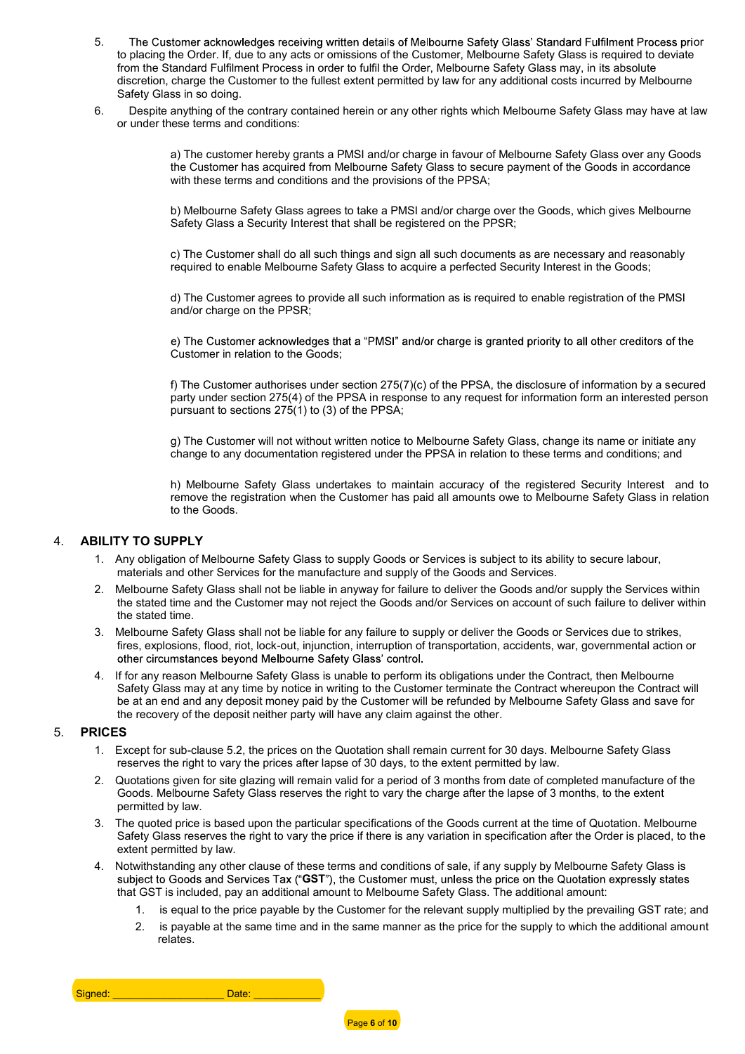5. The Customer acknowledges receiving written details of Melbourne Safety Glass' Standard Fulfilment Process prior to placing the Order. If, due to any acts or omissions of the Customer, Melbourne Safety Glass is required to deviate from the Standard Fulfilment Process in order to fulfil the Order, Melbourne Safety Glass may, in its absolute discretion, charge the Customer to the fullest extent permitted by law for any additional costs incurred by Melbourne Safety Glass in so doing.

6. Despite anything of the contrary contained herein or any other rights which Melbourne Safety Glass may have at law or under these terms and conditions:

   a) The customer hereby grants a PMSI and/or charge in favour of Melbourne Safety Glass over any Goods the Customer has acquired from Melbourne Safety Glass to secure payment of the Goods in accordance with these terms and conditions and the provisions of the PPSA;

   b) Melbourne Safety Glass agrees to take a PMSI and/or charge over the Goods, which gives Melbourne Safety Glass a Security Interest that shall be registered on the PPSR;

   c) The Customer shall do all such things and sign all such documents as are necessary and reasonably required to enable Melbourne Safety Glass to acquire a perfected Security Interest in the Goods;

   d) The Customer agrees to provide all such information as is required to enable registration of the PMSI and/or charge on the PPSR;

   e) The Customer acknowledges that a "PMSI" and/or charge is granted priority to all other creditors of the Customer in relation to the Goods;

   f) The Customer authorises under section 275(7)(c) of the PPSA, the disclosure of information by a secured party under section 275(4) of the PPSA in response to any request for information form an interested person pursuant to sections 275(1) to (3) of the PPSA;

   g) The Customer will not without written notice to Melbourne Safety Glass, change its name or initiate any change to any documentation registered under the PPSA in relation to these terms and conditions; and

   h) Melbourne Safety Glass undertakes to maintain accuracy of the registered Security Interest and to remove the registration when the Customer has paid all amounts owe to Melbourne Safety Glass in relation to the Goods.

## 4. ABILITY TO SUPPLY

1. Any obligation of Melbourne Safety Glass to supply Goods or Services is subject to its ability to secure labour, materials and other Services for the manufacture and supply of the Goods and Services.
2. Melbourne Safety Glass shall not be liable in anyway for failure to deliver the Goods and/or supply the Services within the stated time and the Customer may not reject the Goods and/or Services on account of such failure to deliver within the stated time.
3. Melbourne Safety Glass shall not be liable for any failure to supply or deliver the Goods or Services due to strikes, fires, explosions, flood, riot, lock-out, injunction, interruption of transportation, accidents, war, governmental action or other circumstances beyond Melbourne Safety Glass' control.
4. If for any reason Melbourne Safety Glass is unable to perform its obligations under the Contract, then Melbourne Safety Glass may at any time by notice in writing to the Customer terminate the Contract whereupon the Contract will be at an end and any deposit money paid by the Customer will be refunded by Melbourne Safety Glass and save for the recovery of the deposit neither party will have any claim against the other.

## 5. PRICES

1. Except for sub-clause 5.2, the prices on the Quotation shall remain current for 30 days. Melbourne Safety Glass reserves the right to vary the prices after lapse of 30 days, to the extent permitted by law.
2. Quotations given for site glazing will remain valid for a period of 3 months from date of completed manufacture of the Goods. Melbourne Safety Glass reserves the right to vary the charge after the lapse of 3 months, to the extent permitted by law.
3. The quoted price is based upon the particular specifications of the Goods current at the time of Quotation. Melbourne Safety Glass reserves the right to vary the price if there is any variation in specification after the Order is placed, to the extent permitted by law.
4. Notwithstanding any other clause of these terms and conditions of sale, if any supply by Melbourne Safety Glass is subject to Goods and Services Tax ("**GST**"), the Customer must, unless the price on the Quotation expressly states that GST is included, pay an additional amount to Melbourne Safety Glass. The additional amount:
   1. is equal to the price payable by the Customer for the relevant supply multiplied by the prevailing GST rate; and
   2. is payable at the same time and in the same manner as the price for the supply to which the additional amount relates.

Signed: ____________________ Date: ____________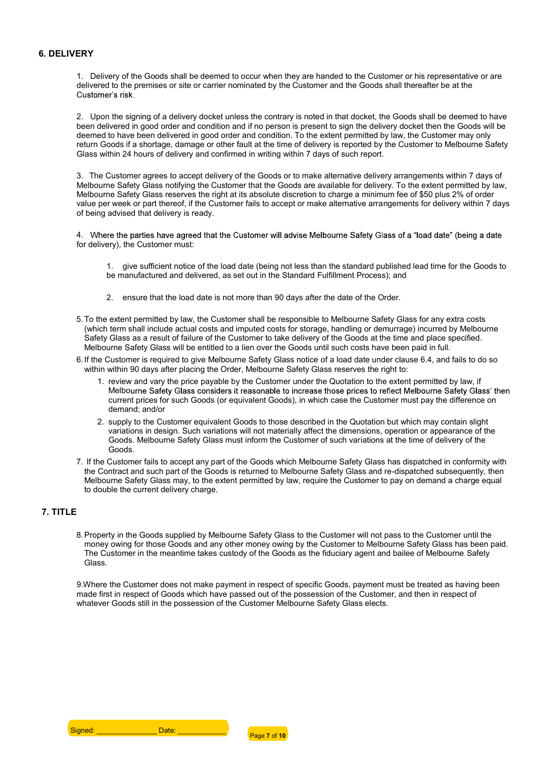## 6. DELIVERY

1. Delivery of the Goods shall be deemed to occur when they are handed to the Customer or his representative or are delivered to the premises or site or carrier nominated by the Customer and the Goods shall thereafter be at the Customer's risk.

2. Upon the signing of a delivery docket unless the contrary is noted in that docket, the Goods shall be deemed to have been delivered in good order and condition and if no person is present to sign the delivery docket then the Goods will be deemed to have been delivered in good order and condition. To the extent permitted by law, the Customer may only return Goods if a shortage, damage or other fault at the time of delivery is reported by the Customer to Melbourne Safety Glass within 24 hours of delivery and confirmed in writing within 7 days of such report.

3. The Customer agrees to accept delivery of the Goods or to make alternative delivery arrangements within 7 days of Melbourne Safety Glass notifying the Customer that the Goods are available for delivery. To the extent permitted by law, Melbourne Safety Glass reserves the right at its absolute discretion to charge a minimum fee of $50 plus 2% of order value per week or part thereof, if the Customer fails to accept or make alternative arrangements for delivery within 7 days of being advised that delivery is ready.

4. Where the parties have agreed that the Customer will advise Melbourne Safety Glass of a "load date" (being a date for delivery), the Customer must:

   1. give sufficient notice of the load date (being not less than the standard published lead time for the Goods to be manufactured and delivered, as set out in the Standard Fulfillment Process); and

   2. ensure that the load date is not more than 90 days after the date of the Order.

5. To the extent permitted by law, the Customer shall be responsible to Melbourne Safety Glass for any extra costs (which term shall include actual costs and imputed costs for storage, handling or demurrage) incurred by Melbourne Safety Glass as a result of failure of the Customer to take delivery of the Goods at the time and place specified. Melbourne Safety Glass will be entitled to a lien over the Goods until such costs have been paid in full.
6. If the Customer is required to give Melbourne Safety Glass notice of a load date under clause 6.4, and fails to do so within within 90 days after placing the Order, Melbourne Safety Glass reserves the right to:
   1. review and vary the price payable by the Customer under the Quotation to the extent permitted by law, if Melbourne Safety Glass considers it reasonable to increase those prices to reflect Melbourne Safety Glass' then current prices for such Goods (or equivalent Goods), in which case the Customer must pay the difference on demand; and/or
   2. supply to the Customer equivalent Goods to those described in the Quotation but which may contain slight variations in design. Such variations will not materially affect the dimensions, operation or appearance of the Goods. Melbourne Safety Glass must inform the Customer of such variations at the time of delivery of the Goods.
7. If the Customer fails to accept any part of the Goods which Melbourne Safety Glass has dispatched in conformity with the Contract and such part of the Goods is returned to Melbourne Safety Glass and re-dispatched subsequently, then Melbourne Safety Glass may, to the extent permitted by law, require the Customer to pay on demand a charge equal to double the current delivery charge.

## 7. TITLE

8. Property in the Goods supplied by Melbourne Safety Glass to the Customer will not pass to the Customer until the money owing for those Goods and any other money owing by the Customer to Melbourne Safety Glass has been paid. The Customer in the meantime takes custody of the Goods as the fiduciary agent and bailee of Melbourne Safety Glass.

9. Where the Customer does not make payment in respect of specific Goods, payment must be treated as having been made first in respect of Goods which have passed out of the possession of the Customer, and then in respect of whatever Goods still in the possession of the Customer Melbourne Safety Glass elects.

Signed: _______________ Date: ____________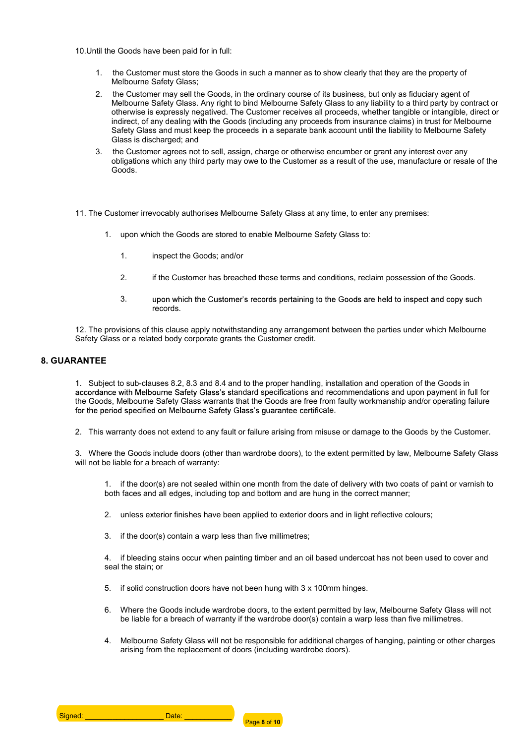10.Until the Goods have been paid for in full:

1. the Customer must store the Goods in such a manner as to show clearly that they are the property of Melbourne Safety Glass;
2. the Customer may sell the Goods, in the ordinary course of its business, but only as fiduciary agent of Melbourne Safety Glass. Any right to bind Melbourne Safety Glass to any liability to a third party by contract or otherwise is expressly negatived. The Customer receives all proceeds, whether tangible or intangible, direct or indirect, of any dealing with the Goods (including any proceeds from insurance claims) in trust for Melbourne Safety Glass and must keep the proceeds in a separate bank account until the liability to Melbourne Safety Glass is discharged; and
3. the Customer agrees not to sell, assign, charge or otherwise encumber or grant any interest over any obligations which any third party may owe to the Customer as a result of the use, manufacture or resale of the Goods.

11. The Customer irrevocably authorises Melbourne Safety Glass at any time, to enter any premises:

1. upon which the Goods are stored to enable Melbourne Safety Glass to:
    1. inspect the Goods; and/or
    2. if the Customer has breached these terms and conditions, reclaim possession of the Goods.
    3. upon which the Customer's records pertaining to the Goods are held to inspect and copy such records.

12. The provisions of this clause apply notwithstanding any arrangement between the parties under which Melbourne Safety Glass or a related body corporate grants the Customer credit.

## 8. GUARANTEE

1. Subject to sub-clauses 8.2, 8.3 and 8.4 and to the proper handling, installation and operation of the Goods in accordance with Melbourne Safety Glass's standard specifications and recommendations and upon payment in full for the Goods, Melbourne Safety Glass warrants that the Goods are free from faulty workmanship and/or operating failure for the period specified on Melbourne Safety Glass's guarantee certificate.

2. This warranty does not extend to any fault or failure arising from misuse or damage to the Goods by the Customer.

3. Where the Goods include doors (other than wardrobe doors), to the extent permitted by law, Melbourne Safety Glass will not be liable for a breach of warranty:

    1. if the door(s) are not sealed within one month from the date of delivery with two coats of paint or varnish to both faces and all edges, including top and bottom and are hung in the correct manner;
    2. unless exterior finishes have been applied to exterior doors and in light reflective colours;
    3. if the door(s) contain a warp less than five millimetres;
    4. if bleeding stains occur when painting timber and an oil based undercoat has not been used to cover and seal the stain; or
    5. if solid construction doors have not been hung with 3 x 100mm hinges.
    6. Where the Goods include wardrobe doors, to the extent permitted by law, Melbourne Safety Glass will not be liable for a breach of warranty if the wardrobe door(s) contain a warp less than five millimetres.

4. Melbourne Safety Glass will not be responsible for additional charges of hanging, painting or other charges arising from the replacement of doors (including wardrobe doors).

Signed: ____________________ Date: ____________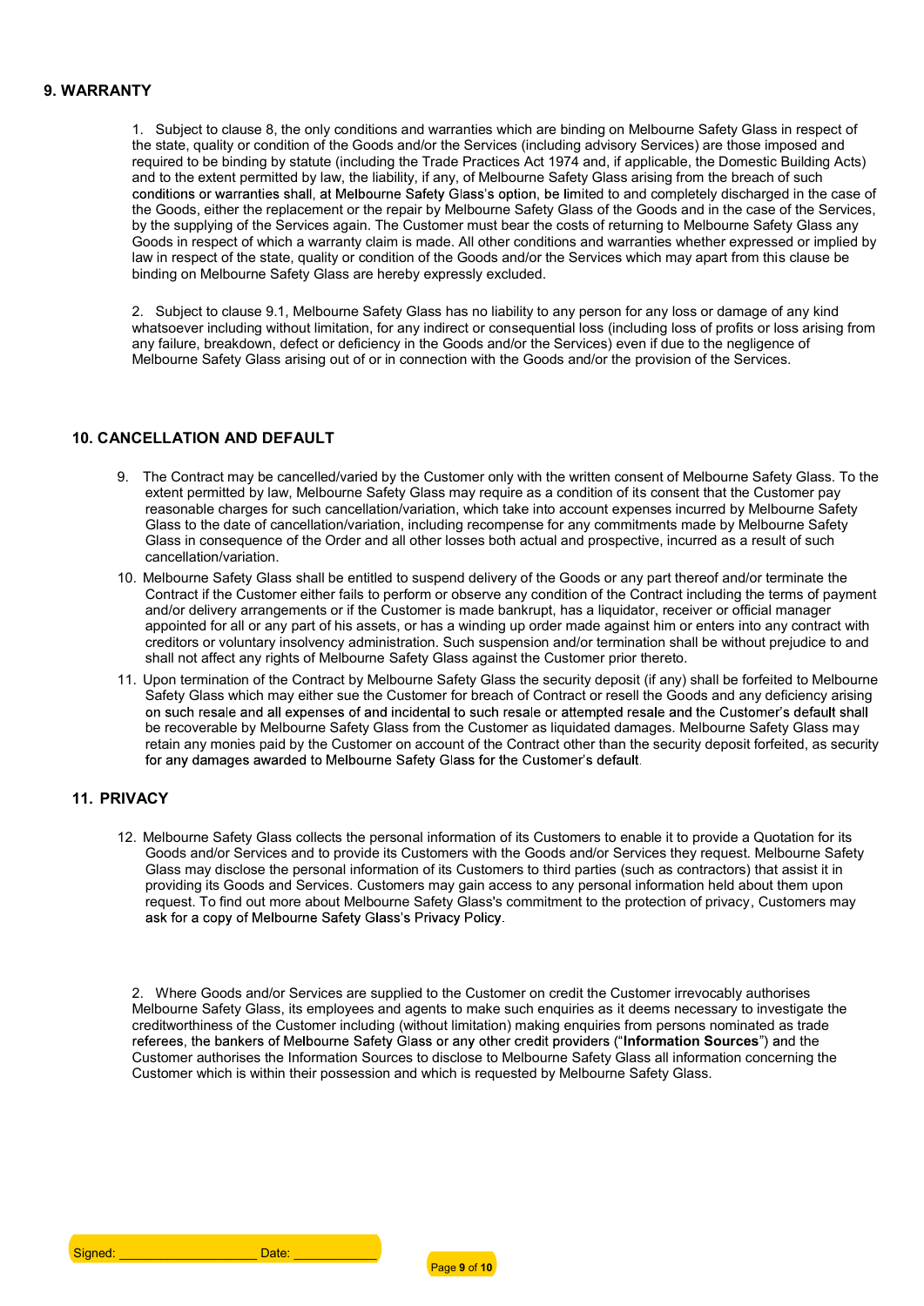## 9. WARRANTY

1. Subject to clause 8, the only conditions and warranties which are binding on Melbourne Safety Glass in respect of the state, quality or condition of the Goods and/or the Services (including advisory Services) are those imposed and required to be binding by statute (including the Trade Practices Act 1974 and, if applicable, the Domestic Building Acts) and to the extent permitted by law, the liability, if any, of Melbourne Safety Glass arising from the breach of such conditions or warranties shall, at Melbourne Safety Glass's option, be limited to and completely discharged in the case of the Goods, either the replacement or the repair by Melbourne Safety Glass of the Goods and in the case of the Services, by the supplying of the Services again. The Customer must bear the costs of returning to Melbourne Safety Glass any Goods in respect of which a warranty claim is made. All other conditions and warranties whether expressed or implied by law in respect of the state, quality or condition of the Goods and/or the Services which may apart from this clause be binding on Melbourne Safety Glass are hereby expressly excluded.

2. Subject to clause 9.1, Melbourne Safety Glass has no liability to any person for any loss or damage of any kind whatsoever including without limitation, for any indirect or consequential loss (including loss of profits or loss arising from any failure, breakdown, defect or deficiency in the Goods and/or the Services) even if due to the negligence of Melbourne Safety Glass arising out of or in connection with the Goods and/or the provision of the Services.

## 10. CANCELLATION AND DEFAULT

9. The Contract may be cancelled/varied by the Customer only with the written consent of Melbourne Safety Glass. To the extent permitted by law, Melbourne Safety Glass may require as a condition of its consent that the Customer pay reasonable charges for such cancellation/variation, which take into account expenses incurred by Melbourne Safety Glass to the date of cancellation/variation, including recompense for any commitments made by Melbourne Safety Glass in consequence of the Order and all other losses both actual and prospective, incurred as a result of such cancellation/variation.
10. Melbourne Safety Glass shall be entitled to suspend delivery of the Goods or any part thereof and/or terminate the Contract if the Customer either fails to perform or observe any condition of the Contract including the terms of payment and/or delivery arrangements or if the Customer is made bankrupt, has a liquidator, receiver or official manager appointed for all or any part of his assets, or has a winding up order made against him or enters into any contract with creditors or voluntary insolvency administration. Such suspension and/or termination shall be without prejudice to and shall not affect any rights of Melbourne Safety Glass against the Customer prior thereto.
11. Upon termination of the Contract by Melbourne Safety Glass the security deposit (if any) shall be forfeited to Melbourne Safety Glass which may either sue the Customer for breach of Contract or resell the Goods and any deficiency arising on such resale and all expenses of and incidental to such resale or attempted resale and the Customer's default shall be recoverable by Melbourne Safety Glass from the Customer as liquidated damages. Melbourne Safety Glass may retain any monies paid by the Customer on account of the Contract other than the security deposit forfeited, as security for any damages awarded to Melbourne Safety Glass for the Customer's default.

## 11. PRIVACY

12. Melbourne Safety Glass collects the personal information of its Customers to enable it to provide a Quotation for its Goods and/or Services and to provide its Customers with the Goods and/or Services they request. Melbourne Safety Glass may disclose the personal information of its Customers to third parties (such as contractors) that assist it in providing its Goods and Services. Customers may gain access to any personal information held about them upon request. To find out more about Melbourne Safety Glass's commitment to the protection of privacy, Customers may ask for a copy of Melbourne Safety Glass's Privacy Policy.

2. Where Goods and/or Services are supplied to the Customer on credit the Customer irrevocably authorises Melbourne Safety Glass, its employees and agents to make such enquiries as it deems necessary to investigate the creditworthiness of the Customer including (without limitation) making enquiries from persons nominated as trade referees, the bankers of Melbourne Safety Glass or any other credit providers ("**Information Sources**") and the Customer authorises the Information Sources to disclose to Melbourne Safety Glass all information concerning the Customer which is within their possession and which is requested by Melbourne Safety Glass.

Signed: ____________________ Date: ____________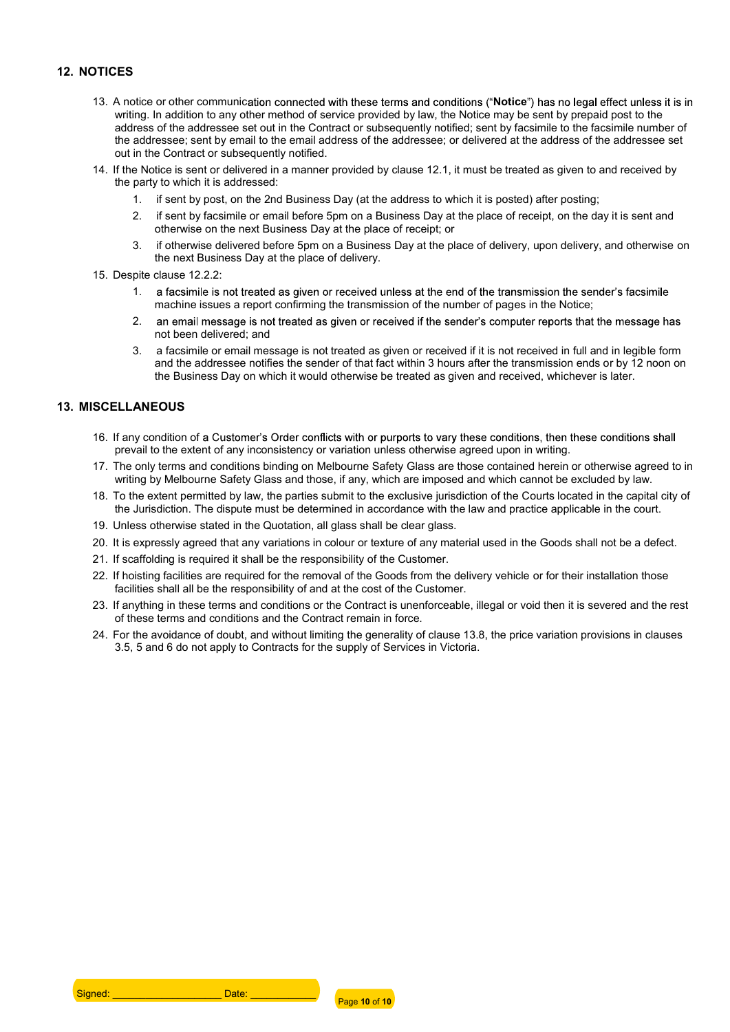## 12. NOTICES

13. A notice or other communication connected with these terms and conditions ("**Notice**") has no legal effect unless it is in writing. In addition to any other method of service provided by law, the Notice may be sent by prepaid post to the address of the addressee set out in the Contract or subsequently notified; sent by facsimile to the facsimile number of the addressee; sent by email to the email address of the addressee; or delivered at the address of the addressee set out in the Contract or subsequently notified.
14. If the Notice is sent or delivered in a manner provided by clause 12.1, it must be treated as given to and received by the party to which it is addressed:
    1. if sent by post, on the 2nd Business Day (at the address to which it is posted) after posting;
    2. if sent by facsimile or email before 5pm on a Business Day at the place of receipt, on the day it is sent and otherwise on the next Business Day at the place of receipt; or
    3. if otherwise delivered before 5pm on a Business Day at the place of delivery, upon delivery, and otherwise on the next Business Day at the place of delivery.
15. Despite clause 12.2.2:
    1. a facsimile is not treated as given or received unless at the end of the transmission the sender's facsimile machine issues a report confirming the transmission of the number of pages in the Notice;
    2. an email message is not treated as given or received if the sender's computer reports that the message has not been delivered; and
    3. a facsimile or email message is not treated as given or received if it is not received in full and in legible form and the addressee notifies the sender of that fact within 3 hours after the transmission ends or by 12 noon on the Business Day on which it would otherwise be treated as given and received, whichever is later.

## 13. MISCELLANEOUS

16. If any condition of a Customer's Order conflicts with or purports to vary these conditions, then these conditions shall prevail to the extent of any inconsistency or variation unless otherwise agreed upon in writing.
17. The only terms and conditions binding on Melbourne Safety Glass are those contained herein or otherwise agreed to in writing by Melbourne Safety Glass and those, if any, which are imposed and which cannot be excluded by law.
18. To the extent permitted by law, the parties submit to the exclusive jurisdiction of the Courts located in the capital city of the Jurisdiction. The dispute must be determined in accordance with the law and practice applicable in the court.
19. Unless otherwise stated in the Quotation, all glass shall be clear glass.
20. It is expressly agreed that any variations in colour or texture of any material used in the Goods shall not be a defect.
21. If scaffolding is required it shall be the responsibility of the Customer.
22. If hoisting facilities are required for the removal of the Goods from the delivery vehicle or for their installation those facilities shall all be the responsibility of and at the cost of the Customer.
23. If anything in these terms and conditions or the Contract is unenforceable, illegal or void then it is severed and the rest of these terms and conditions and the Contract remain in force.
24. For the avoidance of doubt, and without limiting the generality of clause 13.8, the price variation provisions in clauses 3.5, 5 and 6 do not apply to Contracts for the supply of Services in Victoria.

Signed: ____________________ Date: ____________